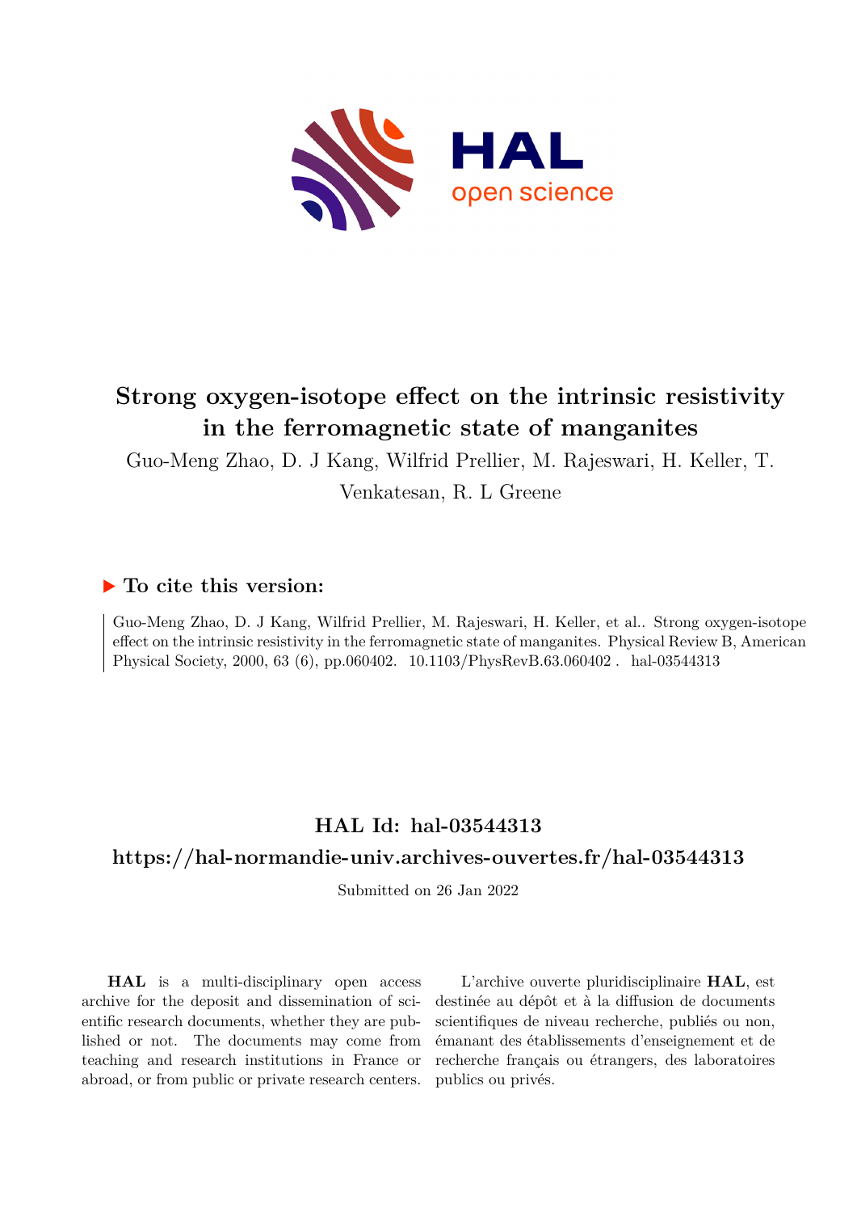# Strong oxygen-isotope effect on the intrinsic resistivity in the ferromagnetic state of manganites

Guo-Meng Zhao, D. J Kang, Wilfrid Prellier, M. Rajeswari, H. Keller, T. Venkatesan, R. L Greene

### ▶ To cite this version:

Guo-Meng Zhao, D. J Kang, Wilfrid Prellier, M. Rajeswari, H. Keller, et al.. Strong oxygen-isotope effect on the intrinsic resistivity in the ferromagnetic state of manganites. Physical Review B, American Physical Society, 2000, 63 (6), pp.060402. 10.1103/PhysRevB.63.060402 . hal-03544313

## HAL Id: hal-03544313

## https://hal-normandie-univ.archives-ouvertes.fr/hal-03544313

Submitted on 26 Jan 2022

**HAL** is a multi-disciplinary open access archive for the deposit and dissemination of scientific research documents, whether they are published or not. The documents may come from teaching and research institutions in France or abroad, or from public or private research centers.

L'archive ouverte pluridisciplinaire **HAL**, est destinée au dépôt et à la diffusion de documents scientifiques de niveau recherche, publiés ou non, émanant des établissements d'enseignement et de recherche français ou étrangers, des laboratoires publics ou privés.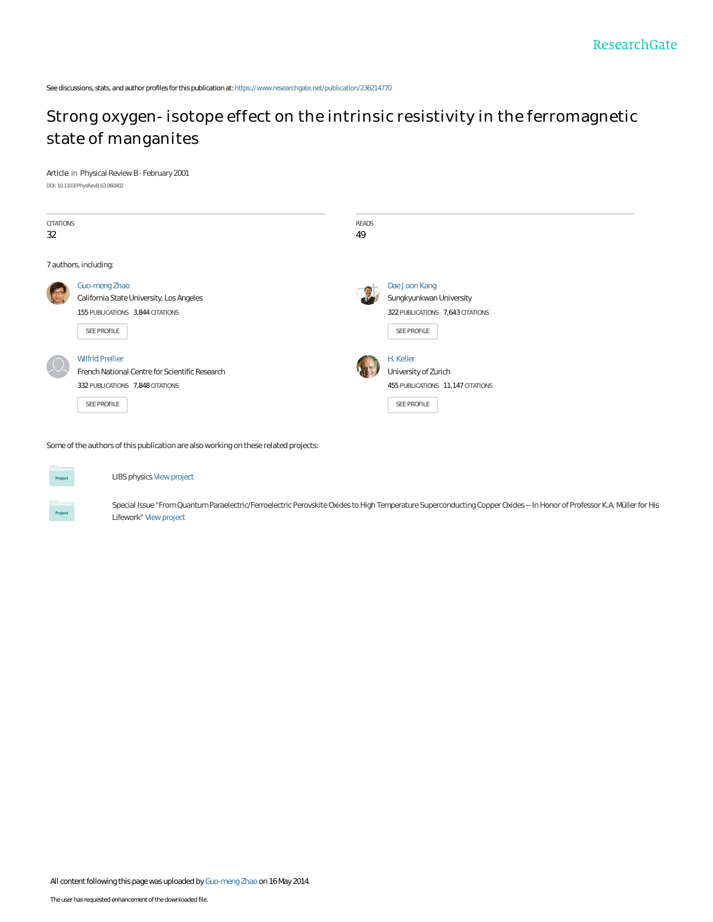See discussions, stats, and author profiles for this publication at: https://www.researchgate.net/publication/236214770

# Strong oxygen- isotope effect on the intrinsic resistivity in the ferromagnetic state of manganites

Article in Physical Review B · February 2001

DOI: 10.1103/PhysRevB.63.060402

| CITATIONS | READS |
|---|---|
| 32 | 49 |

7 authors, including:

**Guo-meng Zhao**
California State University, Los Angeles
155 PUBLICATIONS 3,844 CITATIONS
SEE PROFILE

**Dae Joon Kang**
Sungkyunkwan University
322 PUBLICATIONS 7,643 CITATIONS
SEE PROFILE

**Wilfrid Prellier**
French National Centre for Scientific Research
332 PUBLICATIONS 7,848 CITATIONS
SEE PROFILE

**H. Keller**
University of Zurich
455 PUBLICATIONS 11,147 CITATIONS
SEE PROFILE

Some of the authors of this publication are also working on these related projects:

LIBS physics View project

Special Issue "From Quantum Paraelectric/Ferroelectric Perovskite Oxides to High Temperature Superconducting Copper Oxides -- In Honor of Professor K.A. Müller for His Lifework" View project

All content following this page was uploaded by Guo-meng Zhao on 16 May 2014.

The user has requested enhancement of the downloaded file.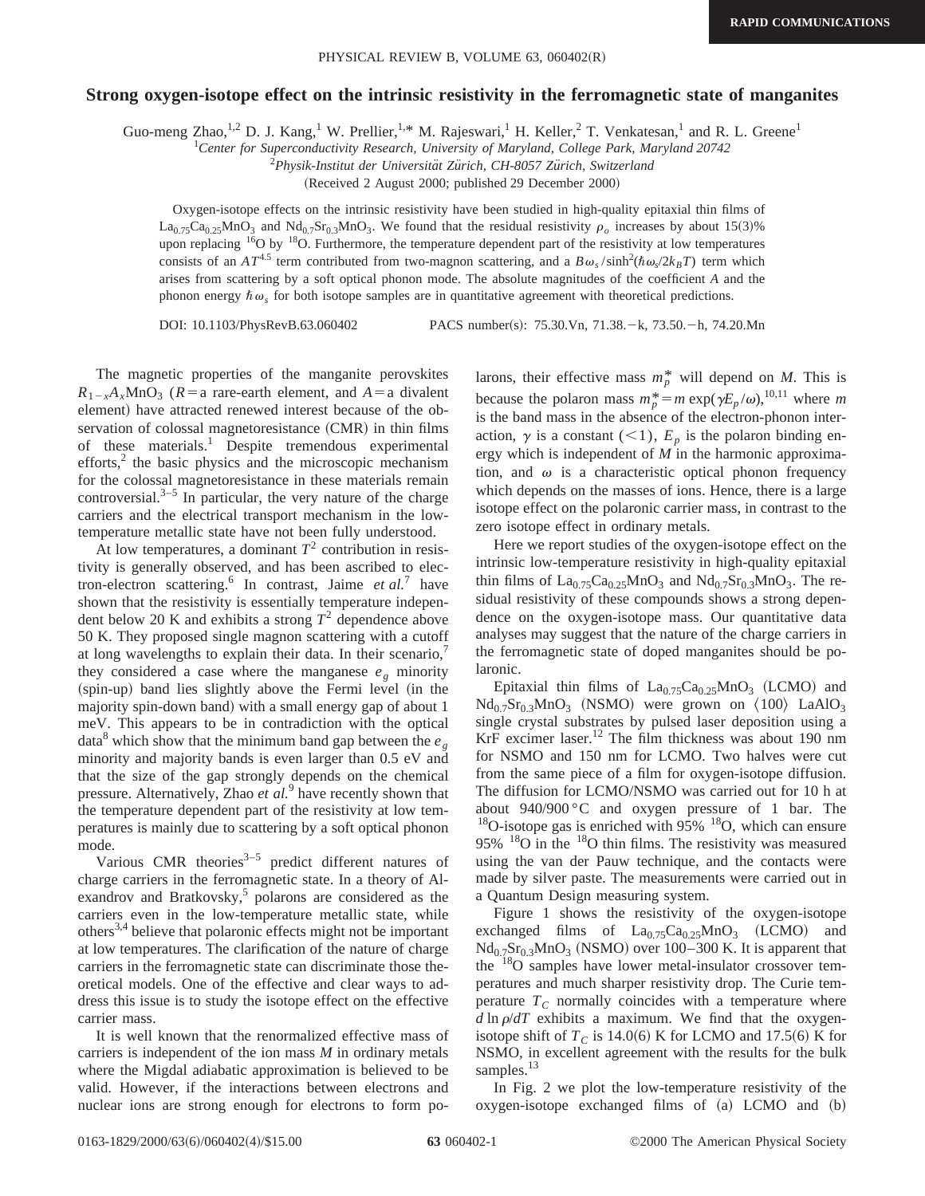# Strong oxygen-isotope effect on the intrinsic resistivity in the ferromagnetic state of manganites

Guo-meng Zhao,[1,2] D. J. Kang,[1] W. Prellier,[1,*] M. Rajeswari,[1] H. Keller,[2] T. Venkatesan,[1] and R. L. Greene[1]

[1]*Center for Superconductivity Research, University of Maryland, College Park, Maryland 20742*

[2]*Physik-Institut der Universität Zürich, CH-8057 Zürich, Switzerland*

(Received 2 August 2000; published 29 December 2000)

Oxygen-isotope effects on the intrinsic resistivity have been studied in high-quality epitaxial thin films of $La_{0.75}Ca_{0.25}MnO_3$ and $Nd_{0.7}Sr_{0.3}MnO_3$. We found that the residual resistivity $\rho_o$ increases by about 15(3)% upon replacing $^{16}O$ by $^{18}O$. Furthermore, the temperature dependent part of the resistivity at low temperatures consists of an $AT^{4.5}$ term contributed from two-magnon scattering, and a $B\omega_s/\sinh^2(\hbar\omega_s/2k_BT)$ term which arises from scattering by a soft optical phonon mode. The absolute magnitudes of the coefficient $A$ and the phonon energy $\hbar\omega_s$ for both isotope samples are in quantitative agreement with theoretical predictions.

DOI: 10.1103/PhysRevB.63.060402 PACS number(s): 75.30.Vn, 71.38.−k, 73.50.−h, 74.20.Mn

The magnetic properties of the manganite perovskites $R_{1-x}A_xMnO_3$ ($R$ = a rare-earth element, and $A$ = a divalent element) have attracted renewed interest because of the observation of colossal magnetoresistance (CMR) in thin films of these materials.[1] Despite tremendous experimental efforts,[2] the basic physics and the microscopic mechanism for the colossal magnetoresistance in these materials remain controversial.[3–5] In particular, the very nature of the charge carriers and the electrical transport mechanism in the low-temperature metallic state have not been fully understood.

At low temperatures, a dominant $T^2$ contribution in resistivity is generally observed, and has been ascribed to electron-electron scattering.[6] In contrast, Jaime *et al.*[7] have shown that the resistivity is essentially temperature independent below 20 K and exhibits a strong $T^2$ dependence above 50 K. They proposed single magnon scattering with a cutoff at long wavelengths to explain their data. In their scenario,[7] they considered a case where the manganese $e_g$ minority (spin-up) band lies slightly above the Fermi level (in the majority spin-down band) with a small energy gap of about 1 meV. This appears to be in contradiction with the optical data[8] which show that the minimum band gap between the $e_g$ minority and majority bands is even larger than 0.5 eV and that the size of the gap strongly depends on the chemical pressure. Alternatively, Zhao *et al.*[9] have recently shown that the temperature dependent part of the resistivity at low temperatures is mainly due to scattering by a soft optical phonon mode.

Various CMR theories[3–5] predict different natures of charge carriers in the ferromagnetic state. In a theory of Alexandrov and Bratkovsky,[5] polarons are considered as the carriers even in the low-temperature metallic state, while others[3,4] believe that polaronic effects might not be important at low temperatures. The clarification of the nature of charge carriers in the ferromagnetic state can discriminate those theoretical models. One of the effective and clear ways to address this issue is to study the isotope effect on the effective carrier mass.

It is well known that the renormalized effective mass of carriers is independent of the ion mass $M$ in ordinary metals where the Migdal adiabatic approximation is believed to be valid. However, if the interactions between electrons and nuclear ions are strong enough for electrons to form polarons, their effective mass $m_p^*$ will depend on $M$. This is because the polaron mass $m_p^* = m\exp(\gamma E_p/\omega)$,[10,11] where $m$ is the band mass in the absence of the electron-phonon interaction, $\gamma$ is a constant ($<1$), $E_p$ is the polaron binding energy which is independent of $M$ in the harmonic approximation, and $\omega$ is a characteristic optical phonon frequency which depends on the masses of ions. Hence, there is a large isotope effect on the polaronic carrier mass, in contrast to the zero isotope effect in ordinary metals.

Here we report studies of the oxygen-isotope effect on the intrinsic low-temperature resistivity in high-quality epitaxial thin films of $La_{0.75}Ca_{0.25}MnO_3$ and $Nd_{0.7}Sr_{0.3}MnO_3$. The residual resistivity of these compounds shows a strong dependence on the oxygen-isotope mass. Our quantitative data analyses may suggest that the nature of the charge carriers in the ferromagnetic state of doped manganites should be polaronic.

Epitaxial thin films of $La_{0.75}Ca_{0.25}MnO_3$ (LCMO) and $Nd_{0.7}Sr_{0.3}MnO_3$ (NSMO) were grown on ⟨100⟩ $LaAlO_3$ single crystal substrates by pulsed laser deposition using a KrF excimer laser.[12] The film thickness was about 190 nm for NSMO and 150 nm for LCMO. Two halves were cut from the same piece of a film for oxygen-isotope diffusion. The diffusion for LCMO/NSMO was carried out for 10 h at about 940/900 °C and oxygen pressure of 1 bar. The $^{18}O$-isotope gas is enriched with 95% $^{18}O$, which can ensure 95% $^{18}O$ in the $^{18}O$ thin films. The resistivity was measured using the van der Pauw technique, and the contacts were made by silver paste. The measurements were carried out in a Quantum Design measuring system.

Figure 1 shows the resistivity of the oxygen-isotope exchanged films of $La_{0.75}Ca_{0.25}MnO_3$ (LCMO) and $Nd_{0.7}Sr_{0.3}MnO_3$ (NSMO) over 100–300 K. It is apparent that the $^{18}O$ samples have lower metal-insulator crossover temperatures and much sharper resistivity drop. The Curie temperature $T_C$ normally coincides with a temperature where $d\ln\rho/dT$ exhibits a maximum. We find that the oxygen-isotope shift of $T_C$ is 14.0(6) K for LCMO and 17.5(6) K for NSMO, in excellent agreement with the results for the bulk samples.[13]

In Fig. 2 we plot the low-temperature resistivity of the oxygen-isotope exchanged films of (a) LCMO and (b)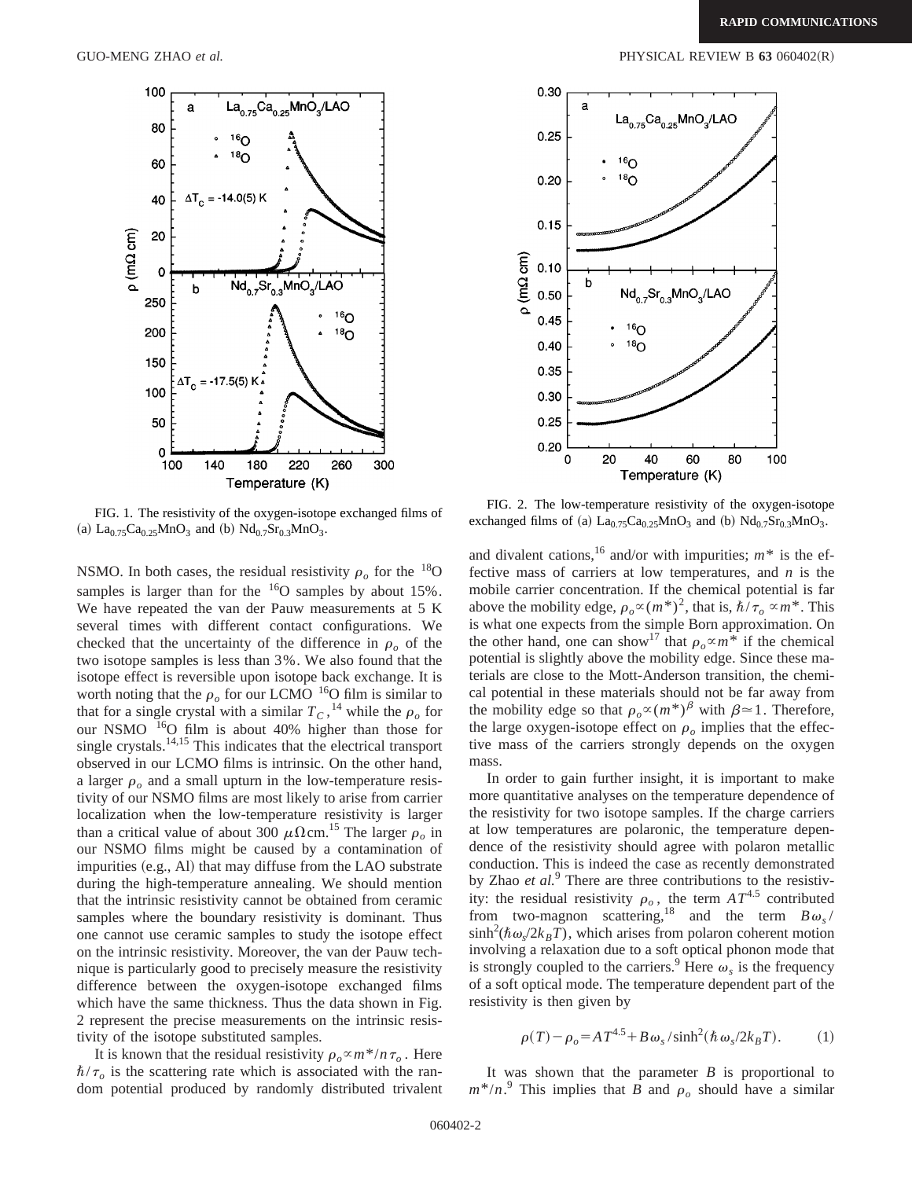FIG. 1. The resistivity of the oxygen-isotope exchanged films of (a) $La_{0.75}Ca_{0.25}MnO_3$ and (b) $Nd_{0.7}Sr_{0.3}MnO_3$.

FIG. 2. The low-temperature resistivity of the oxygen-isotope exchanged films of (a) $La_{0.75}Ca_{0.25}MnO_3$ and (b) $Nd_{0.7}Sr_{0.3}MnO_3$.

NSMO. In both cases, the residual resistivity $\rho_o$ for the $^{18}$O samples is larger than for the $^{16}$O samples by about 15%. We have repeated the van der Pauw measurements at 5 K several times with different contact configurations. We checked that the uncertainty of the difference in $\rho_o$ of the two isotope samples is less than 3%. We also found that the isotope effect is reversible upon isotope back exchange. It is worth noting that the $\rho_o$ for our LCMO $^{16}$O film is similar to that for a single crystal with a similar $T_C$,[14] while the $\rho_o$ for our NSMO $^{16}$O film is about 40% higher than those for single crystals.[14,15] This indicates that the electrical transport observed in our LCMO films is intrinsic. On the other hand, a larger $\rho_o$ and a small upturn in the low-temperature resistivity of our NSMO films are most likely to arise from carrier localization when the low-temperature resistivity is larger than a critical value of about 300 $\mu\Omega$cm.[15] The larger $\rho_o$ in our NSMO films might be caused by a contamination of impurities (e.g., Al) that may diffuse from the LAO substrate during the high-temperature annealing. We should mention that the intrinsic resistivity cannot be obtained from ceramic samples where the boundary resistivity is dominant. Thus one cannot use ceramic samples to study the isotope effect on the intrinsic resistivity. Moreover, the van der Pauw technique is particularly good to precisely measure the resistivity difference between the oxygen-isotope exchanged films which have the same thickness. Thus the data shown in Fig. 2 represent the precise measurements on the intrinsic resistivity of the isotope substituted samples.

It is known that the residual resistivity $\rho_o \propto m^*/n\tau_o$. Here $\hbar/\tau_o$ is the scattering rate which is associated with the random potential produced by randomly distributed trivalent and divalent cations,[16] and/or with impurities; $m^*$ is the effective mass of carriers at low temperatures, and $n$ is the mobile carrier concentration. If the chemical potential is far above the mobility edge, $\rho_o \propto (m^*)^2$, that is, $\hbar/\tau_o \propto m^*$. This is what one expects from the simple Born approximation. On the other hand, one can show[17] that $\rho_o \propto m^*$ if the chemical potential is slightly above the mobility edge. Since these materials are close to the Mott-Anderson transition, the chemical potential in these materials should not be far away from the mobility edge so that $\rho_o \propto (m^*)^\beta$ with $\beta \simeq 1$. Therefore, the large oxygen-isotope effect on $\rho_o$ implies that the effective mass of the carriers strongly depends on the oxygen mass.

In order to gain further insight, it is important to make more quantitative analyses on the temperature dependence of the resistivity for two isotope samples. If the charge carriers at low temperatures are polaronic, the temperature dependence of the resistivity should agree with polaron metallic conduction. This is indeed the case as recently demonstrated by Zhao *et al.*[9] There are three contributions to the resistivity: the residual resistivity $\rho_o$, the term $AT^{4.5}$ contributed from two-magnon scattering,[18] and the term $B\omega_s/\sinh^2(\hbar\omega_s/2k_BT)$, which arises from polaron coherent motion involving a relaxation due to a soft optical phonon mode that is strongly coupled to the carriers.[9] Here $\omega_s$ is the frequency of a soft optical mode. The temperature dependent part of the resistivity is then given by

$$\rho(T) - \rho_o = AT^{4.5} + B\omega_s/\sinh^2(\hbar\omega_s/2k_BT). \tag{1}$$

It was shown that the parameter $B$ is proportional to $m^*/n$.[9] This implies that $B$ and $\rho_o$ should have a similar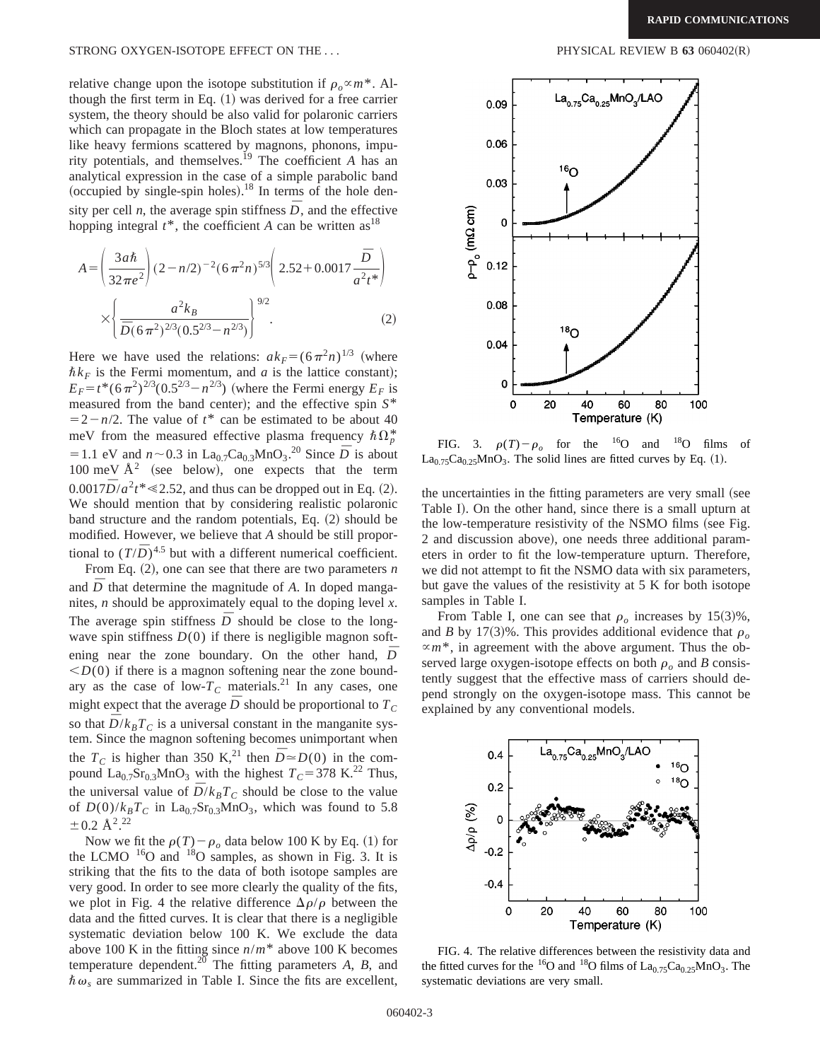relative change upon the isotope substitution if $\rho_o \propto m^*$. Although the first term in Eq. (1) was derived for a free carrier system, the theory should be also valid for polaronic carriers which can propagate in the Bloch states at low temperatures like heavy fermions scattered by magnons, phonons, impurity potentials, and themselves.[19] The coefficient $A$ has an analytical expression in the case of a simple parabolic band (occupied by single-spin holes).[18] In terms of the hole density per cell $n$, the average spin stiffness $\bar{D}$, and the effective hopping integral $t^*$, the coefficient $A$ can be written as[18]

$$A = \left(\frac{3a\hbar}{32\pi e^2}\right)(2-n/2)^{-2}(6\pi^2 n)^{5/3}\left(2.52 + 0.0017\frac{\bar{D}}{a^2 t^*}\right) \times \left\{\frac{a^2 k_B}{\bar{D}(6\pi^2)^{2/3}(0.5^{2/3}-n^{2/3})}\right\}^{9/2}. \tag{2}$$

Here we have used the relations: $ak_F = (6\pi^2 n)^{1/3}$ (where $\hbar k_F$ is the Fermi momentum, and $a$ is the lattice constant); $E_F = t^*(6\pi^2)^{2/3}(0.5^{2/3} - n^{2/3})$ (where the Fermi energy $E_F$ is measured from the band center); and the effective spin $S^* = 2 - n/2$. The value of $t^*$ can be estimated to be about 40 meV from the measured effective plasma frequency $\hbar\Omega_p^* = 1.1$ eV and $n \sim 0.3$ in $La_{0.7}Ca_{0.3}MnO_3$.[20] Since $\bar{D}$ is about 100 meV Å$^2$ (see below), one expects that the term $0.0017\bar{D}/a^2 t^* \ll 2.52$, and thus can be dropped out in Eq. (2). We should mention that by considering realistic polaronic band structure and the random potentials, Eq. (2) should be modified. However, we believe that $A$ should be still proportional to $(T/\bar{D})^{4.5}$ but with a different numerical coefficient.

From Eq. (2), one can see that there are two parameters $n$ and $\bar{D}$ that determine the magnitude of $A$. In doped manganites, $n$ should be approximately equal to the doping level $x$. The average spin stiffness $\bar{D}$ should be close to the long-wave spin stiffness $D(0)$ if there is negligible magnon softening near the zone boundary. On the other hand, $\bar{D} < D(0)$ if there is a magnon softening near the zone boundary as the case of low-$T_C$ materials.[21] In any cases, one might expect that the average $\bar{D}$ should be proportional to $T_C$ so that $\bar{D}/k_B T_C$ is a universal constant in the manganite system. Since the magnon softening becomes unimportant when the $T_C$ is higher than 350 K,[21] then $\bar{D} \simeq D(0)$ in the compound $La_{0.7}Sr_{0.3}MnO_3$ with the highest $T_C = 378$ K.[22] Thus, the universal value of $\bar{D}/k_B T_C$ should be close to the value of $D(0)/k_B T_C$ in $La_{0.7}Sr_{0.3}MnO_3$, which was found to 5.8 $\pm 0.2$ Å$^2$.[22]

Now we fit the $\rho(T) - \rho_o$ data below 100 K by Eq. (1) for the LCMO $^{16}O$ and $^{18}O$ samples, as shown in Fig. 3. It is striking that the fits to the data of both isotope samples are very good. In order to see more clearly the quality of the fits, we plot in Fig. 4 the relative difference $\Delta\rho/\rho$ between the data and the fitted curves. It is clear that there is a negligible systematic deviation below 100 K. We exclude the data above 100 K in the fitting since $n/m^*$ above 100 K becomes temperature dependent.[20] The fitting parameters $A$, $B$, and $\hbar\omega_s$ are summarized in Table I. Since the fits are excellent, the uncertainties in the fitting parameters are very small (see Table I). On the other hand, since there is a small upturn at the low-temperature resistivity of the NSMO films (see Fig. 2 and discussion above), one needs three additional parameters in order to fit the low-temperature upturn. Therefore, we did not attempt to fit the NSMO data with six parameters, but gave the values of the resistivity at 5 K for both isotope samples in Table I.

From Table I, one can see that $\rho_o$ increases by 15(3)%, and $B$ by 17(3)%. This provides additional evidence that $\rho_o \propto m^*$, in agreement with the above argument. Thus the observed large oxygen-isotope effects on both $\rho_o$ and $B$ consistently suggest that the effective mass of carriers should depend strongly on the oxygen-isotope mass. This cannot be explained by any conventional models.

FIG. 3. $\rho(T) - \rho_o$ for the $^{16}O$ and $^{18}O$ films of $La_{0.75}Ca_{0.25}MnO_3$. The solid lines are fitted curves by Eq. (1).

FIG. 4. The relative differences between the resistivity data and the fitted curves for the $^{16}O$ and $^{18}O$ films of $La_{0.75}Ca_{0.25}MnO_3$. The systematic deviations are very small.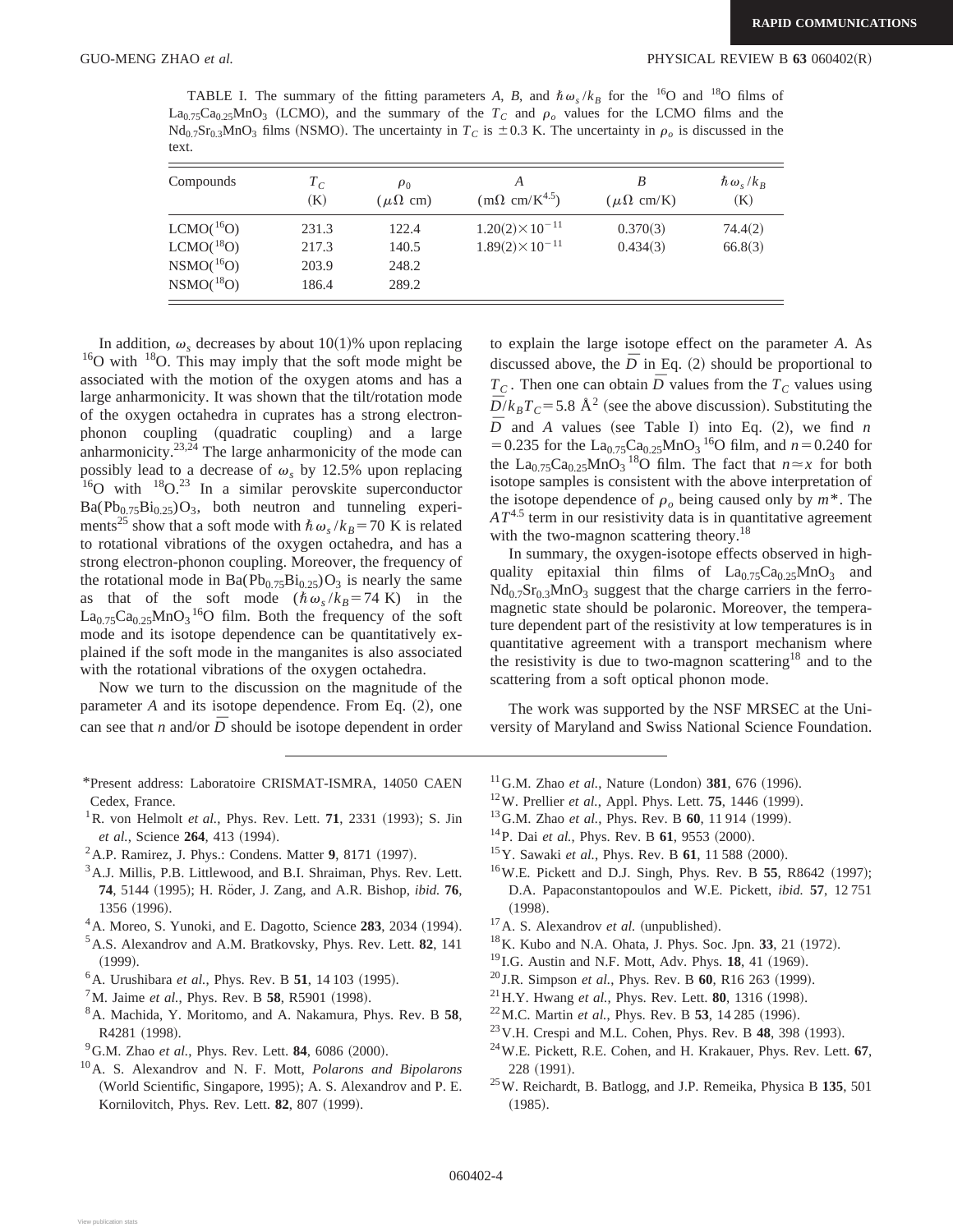TABLE I. The summary of the fitting parameters $A$, $B$, and $\hbar\omega_s/k_B$ for the $^{16}$O and $^{18}$O films of $La_{0.75}Ca_{0.25}MnO_3$ (LCMO), and the summary of the $T_C$ and $\rho_o$ values for the LCMO films and the $Nd_{0.7}Sr_{0.3}MnO_3$ films (NSMO). The uncertainty in $T_C$ is $\pm 0.3$ K. The uncertainty in $\rho_o$ is discussed in the text.

| Compounds | $T_C$ (K) | $\rho_0$ ($\mu\Omega$ cm) | $A$ (m$\Omega$ cm/K$^{4.5}$) | $B$ ($\mu\Omega$ cm/K) | $\hbar\omega_s/k_B$ (K) |
|---|---|---|---|---|---|
| LCMO($^{16}$O) | 231.3 | 122.4 | $1.20(2)\times10^{-11}$ | 0.370(3) | 74.4(2) |
| LCMO($^{18}$O) | 217.3 | 140.5 | $1.89(2)\times10^{-11}$ | 0.434(3) | 66.8(3) |
| NSMO($^{16}$O) | 203.9 | 248.2 | | | |
| NSMO($^{18}$O) | 186.4 | 289.2 | | | |

In addition, $\omega_s$ decreases by about 10(1)% upon replacing $^{16}$O with $^{18}$O. This may imply that the soft mode might be associated with the motion of the oxygen atoms and has a large anharmonicity. It was shown that the tilt/rotation mode of the oxygen octahedra in cuprates has a strong electron-phonon coupling (quadratic coupling) and a large anharmonicity.[23,24] The large anharmonicity of the mode can possibly lead to a decrease of $\omega_s$ by 12.5% upon replacing $^{16}$O with $^{18}$O.[23] In a similar perovskite superconductor $Ba(Pb_{0.75}Bi_{0.25})O_3$, both neutron and tunneling experiments[25] show that a soft mode with $\hbar\omega_s/k_B=70$ K is related to rotational vibrations of the oxygen octahedra, and has a strong electron-phonon coupling. Moreover, the frequency of the rotational mode in $Ba(Pb_{0.75}Bi_{0.25})O_3$ is nearly the same as that of the soft mode ($\hbar\omega_s/k_B=74$ K) in the $La_{0.75}Ca_{0.25}MnO_3$ $^{16}$O film. Both the frequency of the soft mode and its isotope dependence can be quantitatively explained if the soft mode in the manganites is also associated with the rotational vibrations of the oxygen octahedra.

Now we turn to the discussion on the magnitude of the parameter $A$ and its isotope dependence. From Eq. (2), one can see that $n$ and/or $\bar{D}$ should be isotope dependent in order to explain the large isotope effect on the parameter $A$. As discussed above, the $\bar{D}$ in Eq. (2) should be proportional to $T_C$. Then one can obtain $\bar{D}$ values from the $T_C$ values using $\bar{D}/k_BT_C=5.8$ Å$^2$ (see the above discussion). Substituting the $\bar{D}$ and $A$ values (see Table I) into Eq. (2), we find $n=0.235$ for the $La_{0.75}Ca_{0.25}MnO_3$ $^{16}$O film, and $n=0.240$ for the $La_{0.75}Ca_{0.25}MnO_3$ $^{18}$O film. The fact that $n\simeq x$ for both isotope samples is consistent with the above interpretation of the isotope dependence of $\rho_o$ being caused only by $m^*$. The $AT^{4.5}$ term in our resistivity data is in quantitative agreement with the two-magnon scattering theory.[18]

In summary, the oxygen-isotope effects observed in high-quality epitaxial thin films of $La_{0.75}Ca_{0.25}MnO_3$ and $Nd_{0.7}Sr_{0.3}MnO_3$ suggest that the charge carriers in the ferromagnetic state should be polaronic. Moreover, the temperature dependent part of the resistivity at low temperatures is in quantitative agreement with a transport mechanism where the resistivity is due to two-magnon scattering[18] and to the scattering from a soft optical phonon mode.

The work was supported by the NSF MRSEC at the University of Maryland and Swiss National Science Foundation.

*Present address: Laboratoire CRISMAT-ISMRA, 14050 CAEN Cedex, France.

[1] R. von Helmolt *et al.*, Phys. Rev. Lett. **71**, 2331 (1993); S. Jin *et al.*, Science **264**, 413 (1994).

[2] A.P. Ramirez, J. Phys.: Condens. Matter **9**, 8171 (1997).

[3] A.J. Millis, P.B. Littlewood, and B.I. Shraiman, Phys. Rev. Lett. **74**, 5144 (1995); H. Röder, J. Zang, and A.R. Bishop, *ibid.* **76**, 1356 (1996).

[4] A. Moreo, S. Yunoki, and E. Dagotto, Science **283**, 2034 (1994).

[5] A.S. Alexandrov and A.M. Bratkovsky, Phys. Rev. Lett. **82**, 141 (1999).

[6] A. Urushibara *et al.*, Phys. Rev. B **51**, 14 103 (1995).

[7] M. Jaime *et al.*, Phys. Rev. B **58**, R5901 (1998).

[8] A. Machida, Y. Moritomo, and A. Nakamura, Phys. Rev. B **58**, R4281 (1998).

[9] G.M. Zhao *et al.*, Phys. Rev. Lett. **84**, 6086 (2000).

[10] A. S. Alexandrov and N. F. Mott, *Polarons and Bipolarons* (World Scientific, Singapore, 1995); A. S. Alexandrov and P. E. Kornilovitch, Phys. Rev. Lett. **82**, 807 (1999).

[11] G.M. Zhao *et al.*, Nature (London) **381**, 676 (1996).

[12] W. Prellier *et al.*, Appl. Phys. Lett. **75**, 1446 (1999).

[13] G.M. Zhao *et al.*, Phys. Rev. B **60**, 11 914 (1999).

[14] P. Dai *et al.*, Phys. Rev. B **61**, 9553 (2000).

[15] Y. Sawaki *et al.*, Phys. Rev. B **61**, 11 588 (2000).

[16] W.E. Pickett and D.J. Singh, Phys. Rev. B **55**, R8642 (1997); D.A. Papaconstantopoulos and W.E. Pickett, *ibid.* **57**, 12 751 (1998).

[17] A. S. Alexandrov *et al.* (unpublished).

[18] K. Kubo and N.A. Ohata, J. Phys. Soc. Jpn. **33**, 21 (1972).

[19] I.G. Austin and N.F. Mott, Adv. Phys. **18**, 41 (1969).

[20] J.R. Simpson *et al.*, Phys. Rev. B **60**, R16 263 (1999).

[21] H.Y. Hwang *et al.*, Phys. Rev. Lett. **80**, 1316 (1998).

[22] M.C. Martin *et al.*, Phys. Rev. B **53**, 14 285 (1996).

[23] V.H. Crespi and M.L. Cohen, Phys. Rev. B **48**, 398 (1993).

[24] W.E. Pickett, R.E. Cohen, and H. Krakauer, Phys. Rev. Lett. **67**, 228 (1991).

[25] W. Reichardt, B. Batlogg, and J.P. Remeika, Physica B **135**, 501 (1985).